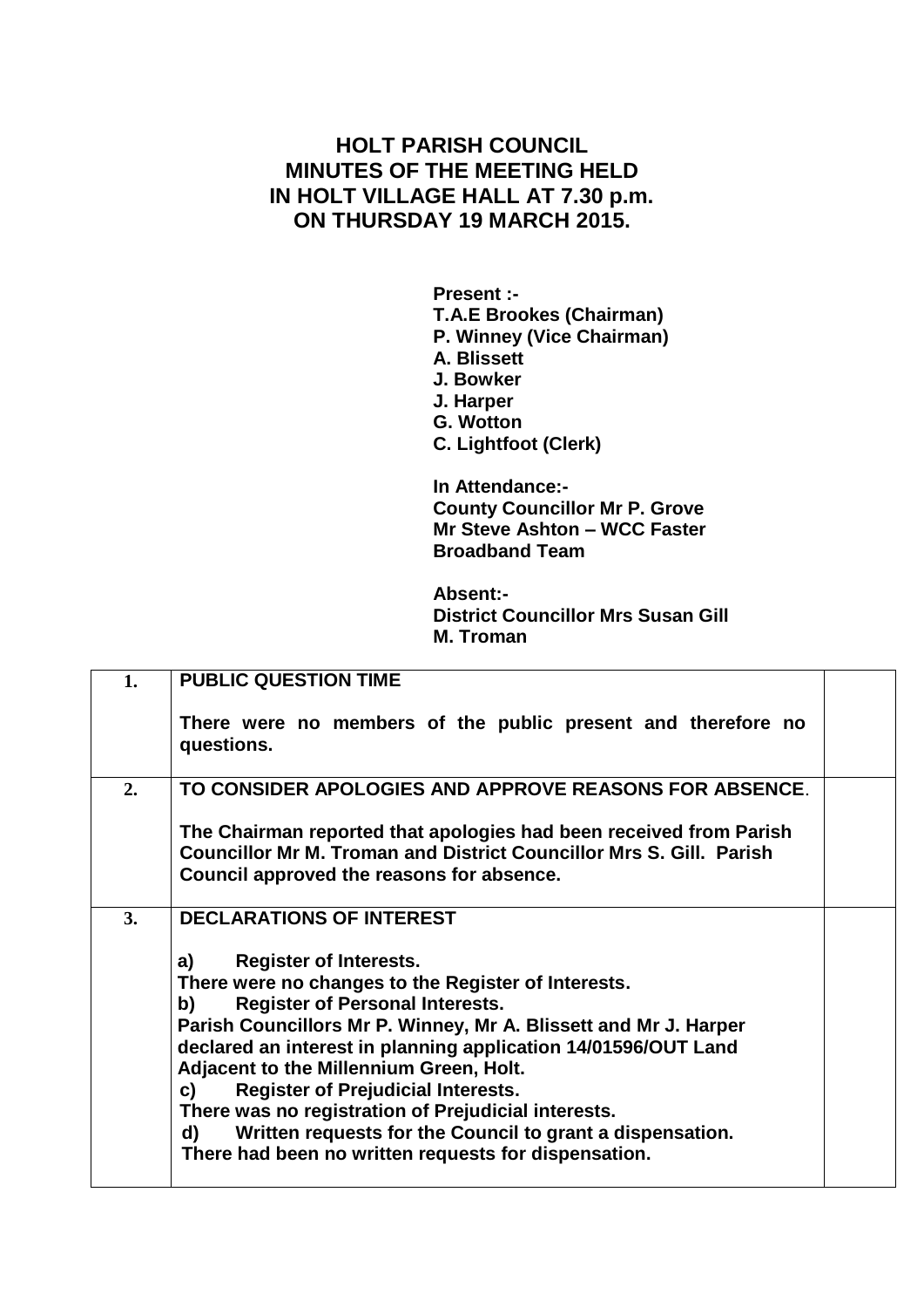# HOLT PARISH COUNCIL
# MINUTES OF THE MEETING HELD IN HOLT VILLAGE HALL AT 7.30 p.m. ON THURSDAY 19 MARCH 2015.

**Present :-**
**T.A.E Brookes (Chairman)**
**P. Winney (Vice Chairman)**
**A. Blissett**
**J. Bowker**
**J. Harper**
**G. Wotton**
**C. Lightfoot (Clerk)**

**In Attendance:-**
**County Councillor Mr P. Grove**
**Mr Steve Ashton – WCC Faster Broadband Team**

**Absent:-**
**District Councillor Mrs Susan Gill**
**M. Troman**

| | | |
|---|---|---|
| **1.** | **PUBLIC QUESTION TIME**<br><br>**There were no members of the public present and therefore no questions.** | |
| **2.** | **TO CONSIDER APOLOGIES AND APPROVE REASONS FOR ABSENCE.**<br><br>**The Chairman reported that apologies had been received from Parish Councillor Mr M. Troman and District Councillor Mrs S. Gill. Parish Council approved the reasons for absence.** | |
| **3.** | **DECLARATIONS OF INTEREST**<br><br>**a) Register of Interests.**<br>**There were no changes to the Register of Interests.**<br>**b) Register of Personal Interests.**<br>**Parish Councillors Mr P. Winney, Mr A. Blissett and Mr J. Harper declared an interest in planning application 14/01596/OUT Land Adjacent to the Millennium Green, Holt.**<br>**c) Register of Prejudicial Interests.**<br>**There was no registration of Prejudicial interests.**<br>**d) Written requests for the Council to grant a dispensation.**<br>**There had been no written requests for dispensation.** | |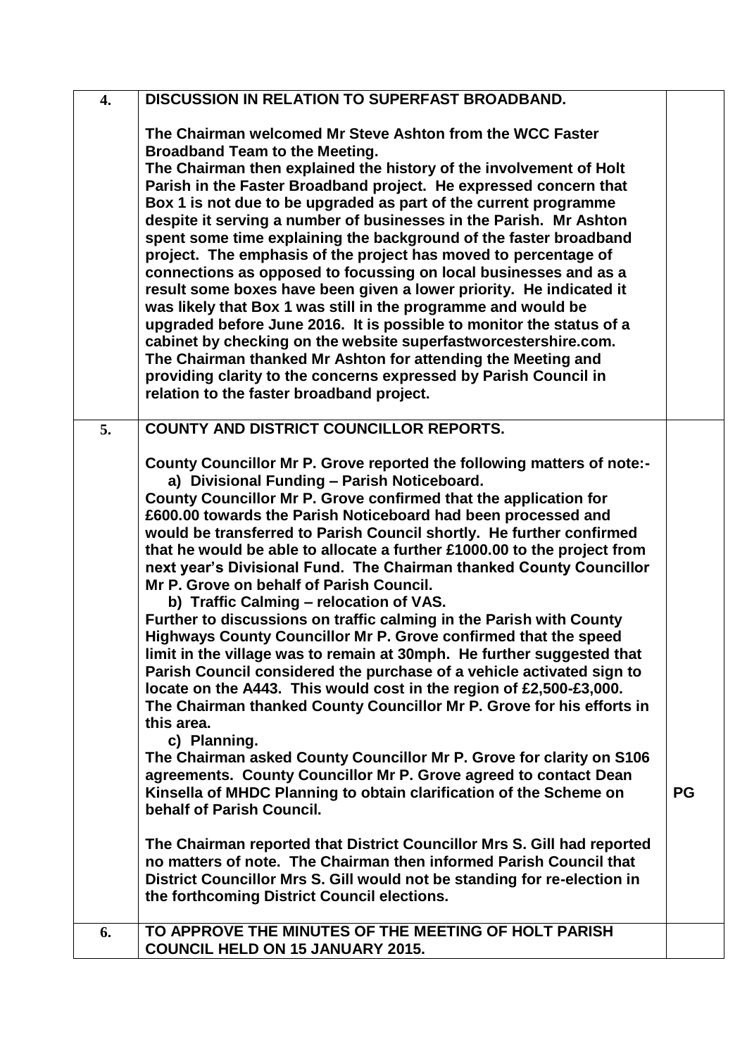| | | |
|---|---|---|
| **4.** | **DISCUSSION IN RELATION TO SUPERFAST BROADBAND.**<br><br>**The Chairman welcomed Mr Steve Ashton from the WCC Faster Broadband Team to the Meeting.**<br>**The Chairman then explained the history of the involvement of Holt Parish in the Faster Broadband project. He expressed concern that Box 1 is not due to be upgraded as part of the current programme despite it serving a number of businesses in the Parish. Mr Ashton spent some time explaining the background of the faster broadband project. The emphasis of the project has moved to percentage of connections as opposed to focussing on local businesses and as a result some boxes have been given a lower priority. He indicated it was likely that Box 1 was still in the programme and would be upgraded before June 2016. It is possible to monitor the status of a cabinet by checking on the website superfastworcestershire.com.**<br>**The Chairman thanked Mr Ashton for attending the Meeting and providing clarity to the concerns expressed by Parish Council in relation to the faster broadband project.** | |
| **5.** | **COUNTY AND DISTRICT COUNCILLOR REPORTS.**<br><br>**County Councillor Mr P. Grove reported the following matters of note:-**<br>**a) Divisional Funding – Parish Noticeboard.**<br>**County Councillor Mr P. Grove confirmed that the application for £600.00 towards the Parish Noticeboard had been processed and would be transferred to Parish Council shortly. He further confirmed that he would be able to allocate a further £1000.00 to the project from next year's Divisional Fund. The Chairman thanked County Councillor Mr P. Grove on behalf of Parish Council.**<br>**b) Traffic Calming – relocation of VAS.**<br>**Further to discussions on traffic calming in the Parish with County Highways County Councillor Mr P. Grove confirmed that the speed limit in the village was to remain at 30mph. He further suggested that Parish Council considered the purchase of a vehicle activated sign to locate on the A443. This would cost in the region of £2,500-£3,000. The Chairman thanked County Councillor Mr P. Grove for his efforts in this area.**<br>**c) Planning.**<br>**The Chairman asked County Councillor Mr P. Grove for clarity on S106 agreements. County Councillor Mr P. Grove agreed to contact Dean Kinsella of MHDC Planning to obtain clarification of the Scheme on behalf of Parish Council.**<br><br>**The Chairman reported that District Councillor Mrs S. Gill had reported no matters of note. The Chairman then informed Parish Council that District Councillor Mrs S. Gill would not be standing for re-election in the forthcoming District Council elections.** | **PG** |
| **6.** | **TO APPROVE THE MINUTES OF THE MEETING OF HOLT PARISH COUNCIL HELD ON 15 JANUARY 2015.** | |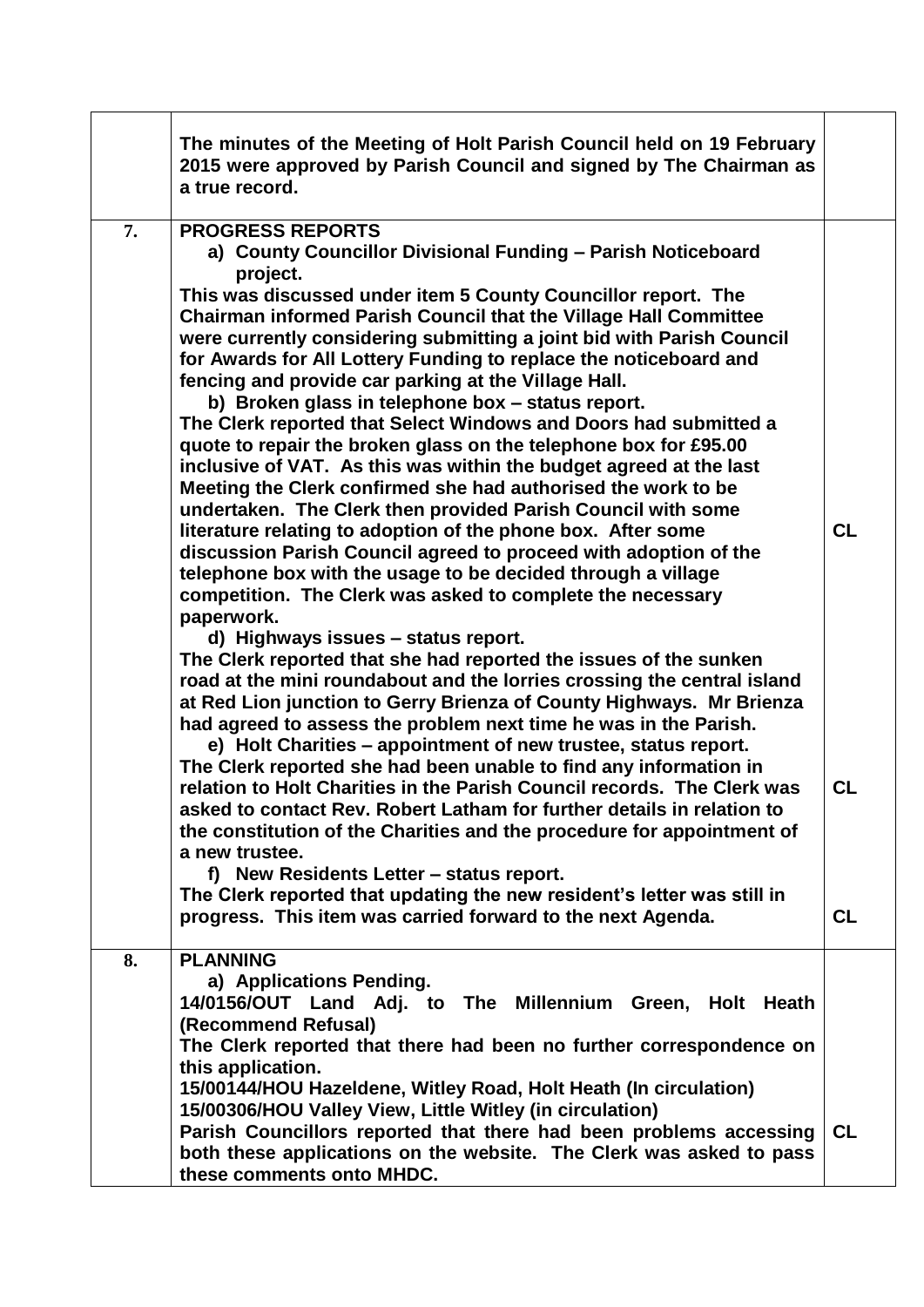| | | |
|---|---|---|
| | **The minutes of the Meeting of Holt Parish Council held on 19 February 2015 were approved by Parish Council and signed by The Chairman as a true record.** | |
| **7.** | **PROGRESS REPORTS**<br>**a) County Councillor Divisional Funding – Parish Noticeboard project.**<br>**This was discussed under item 5 County Councillor report. The Chairman informed Parish Council that the Village Hall Committee were currently considering submitting a joint bid with Parish Council for Awards for All Lottery Funding to replace the noticeboard and fencing and provide car parking at the Village Hall.**<br>**b) Broken glass in telephone box – status report.**<br>**The Clerk reported that Select Windows and Doors had submitted a quote to repair the broken glass on the telephone box for £95.00 inclusive of VAT. As this was within the budget agreed at the last Meeting the Clerk confirmed she had authorised the work to be undertaken. The Clerk then provided Parish Council with some literature relating to adoption of the phone box. After some discussion Parish Council agreed to proceed with adoption of the telephone box with the usage to be decided through a village competition. The Clerk was asked to complete the necessary paperwork.**<br>**d) Highways issues – status report.**<br>**The Clerk reported that she had reported the issues of the sunken road at the mini roundabout and the lorries crossing the central island at Red Lion junction to Gerry Brienza of County Highways. Mr Brienza had agreed to assess the problem next time he was in the Parish.**<br>**e) Holt Charities – appointment of new trustee, status report.**<br>**The Clerk reported she had been unable to find any information in relation to Holt Charities in the Parish Council records. The Clerk was asked to contact Rev. Robert Latham for further details in relation to the constitution of the Charities and the procedure for appointment of a new trustee.**<br>**f) New Residents Letter – status report.**<br>**The Clerk reported that updating the new resident's letter was still in progress. This item was carried forward to the next Agenda.** | **CL**<br><br>**CL**<br><br>**CL** |
| **8.** | **PLANNING**<br>**a) Applications Pending.**<br>**14/0156/OUT Land Adj. to The Millennium Green, Holt Heath (Recommend Refusal)**<br>**The Clerk reported that there had been no further correspondence on this application.**<br>**15/00144/HOU Hazeldene, Witley Road, Holt Heath (In circulation)**<br>**15/00306/HOU Valley View, Little Witley (in circulation)**<br>**Parish Councillors reported that there had been problems accessing both these applications on the website. The Clerk was asked to pass these comments onto MHDC.** | **CL** |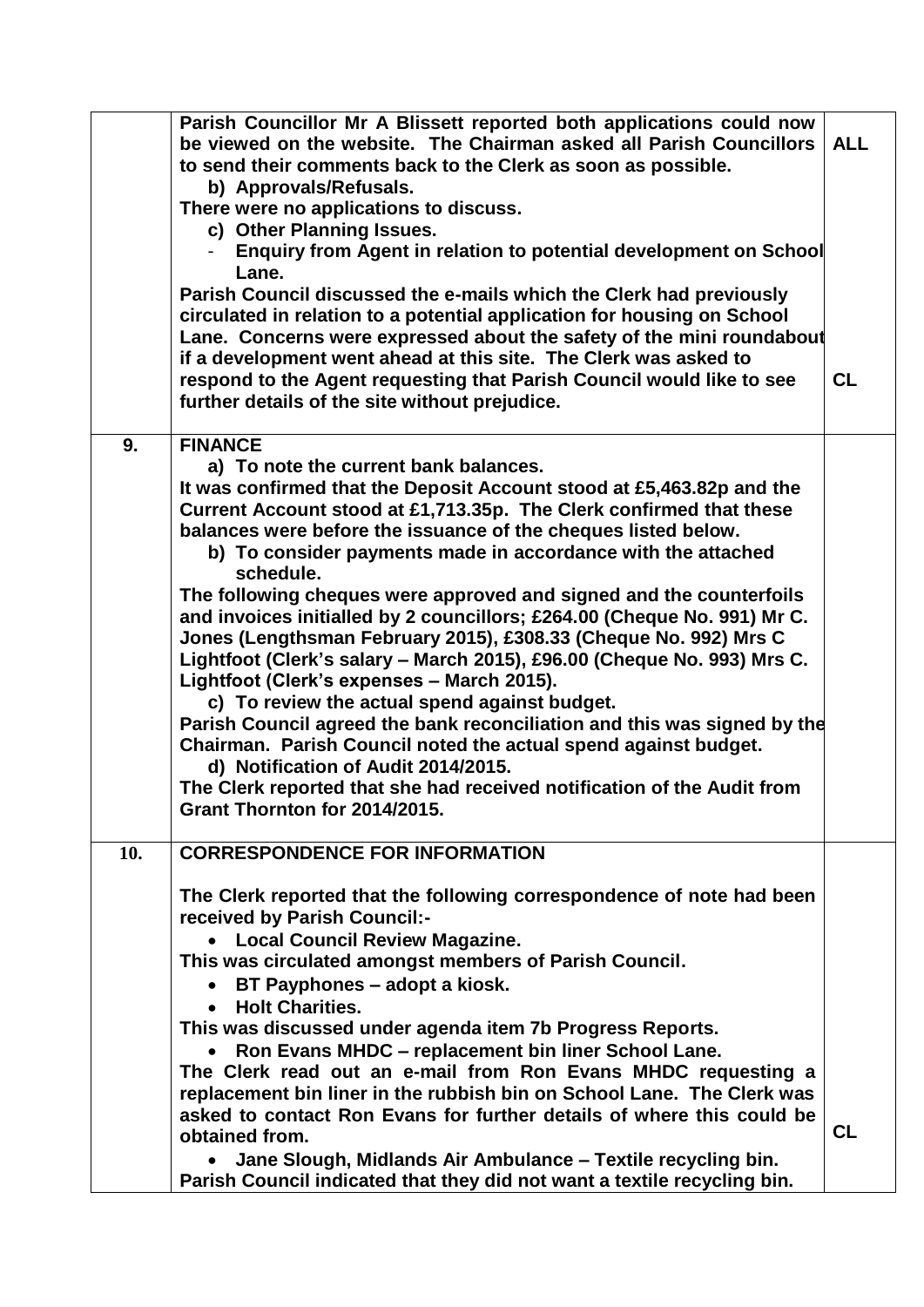| | | |
|---|---|---|
| | **Parish Councillor Mr A Blissett reported both applications could now be viewed on the website. The Chairman asked all Parish Councillors to send their comments back to the Clerk as soon as possible.** | **ALL** |
| | **b) Approvals/Refusals.** **There were no applications to discuss.** | |
| | **c) Other Planning Issues.** <br> - **Enquiry from Agent in relation to potential development on School Lane.** <br> **Parish Council discussed the e-mails which the Clerk had previously circulated in relation to a potential application for housing on School Lane. Concerns were expressed about the safety of the mini roundabout if a development went ahead at this site. The Clerk was asked to respond to the Agent requesting that Parish Council would like to see further details of the site without prejudice.** | **CL** |
| **9.** | **FINANCE** <br> **a) To note the current bank balances.** <br> **It was confirmed that the Deposit Account stood at £5,463.82p and the Current Account stood at £1,713.35p. The Clerk confirmed that these balances were before the issuance of the cheques listed below.** <br> **b) To consider payments made in accordance with the attached schedule.** <br> **The following cheques were approved and signed and the counterfoils and invoices initialled by 2 councillors; £264.00 (Cheque No. 991) Mr C. Jones (Lengthsman February 2015), £308.33 (Cheque No. 992) Mrs C Lightfoot (Clerk's salary – March 2015), £96.00 (Cheque No. 993) Mrs C. Lightfoot (Clerk's expenses – March 2015).** <br> **c) To review the actual spend against budget.** <br> **Parish Council agreed the bank reconciliation and this was signed by the Chairman. Parish Council noted the actual spend against budget.** <br> **d) Notification of Audit 2014/2015.** <br> **The Clerk reported that she had received notification of the Audit from Grant Thornton for 2014/2015.** | |
| **10.** | **CORRESPONDENCE FOR INFORMATION** <br> **The Clerk reported that the following correspondence of note had been received by Parish Council:-** <br> • **Local Council Review Magazine.** <br> **This was circulated amongst members of Parish Council.** <br> • **BT Payphones – adopt a kiosk.** <br> • **Holt Charities.** <br> **This was discussed under agenda item 7b Progress Reports.** <br> • **Ron Evans MHDC – replacement bin liner School Lane.** <br> **The Clerk read out an e-mail from Ron Evans MHDC requesting a replacement bin liner in the rubbish bin on School Lane. The Clerk was asked to contact Ron Evans for further details of where this could be obtained from.** | **CL** |
| | • **Jane Slough, Midlands Air Ambulance – Textile recycling bin.** <br> **Parish Council indicated that they did not want a textile recycling bin.** | |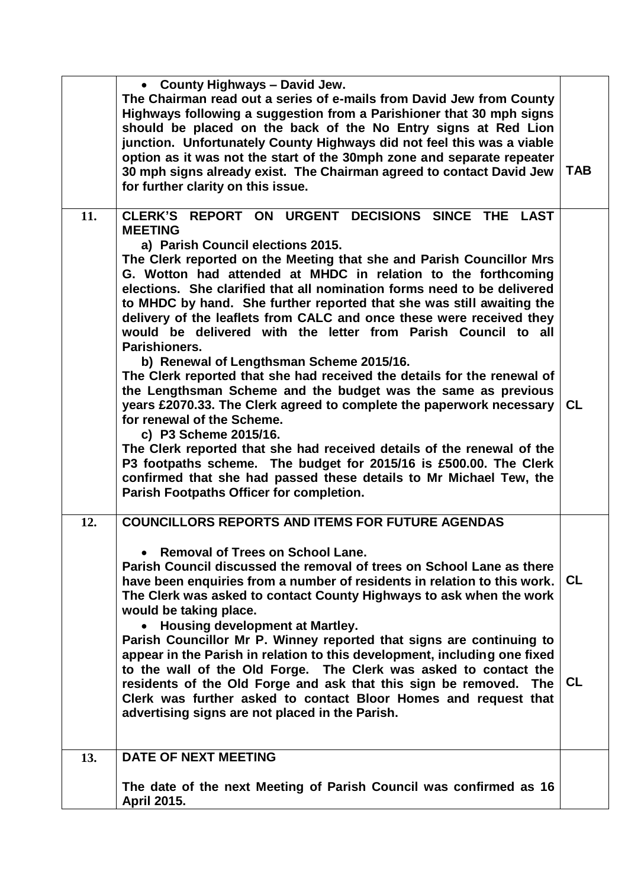| | | |
|---|---|---|
| | • **County Highways – David Jew.**<br>**The Chairman read out a series of e-mails from David Jew from County Highways following a suggestion from a Parishioner that 30 mph signs should be placed on the back of the No Entry signs at Red Lion junction. Unfortunately County Highways did not feel this was a viable option as it was not the start of the 30mph zone and separate repeater 30 mph signs already exist. The Chairman agreed to contact David Jew for further clarity on this issue.** | **TAB** |
| **11.** | **CLERK'S REPORT ON URGENT DECISIONS SINCE THE LAST MEETING**<br>**a) Parish Council elections 2015.**<br>**The Clerk reported on the Meeting that she and Parish Councillor Mrs G. Wotton had attended at MHDC in relation to the forthcoming elections. She clarified that all nomination forms need to be delivered to MHDC by hand. She further reported that she was still awaiting the delivery of the leaflets from CALC and once these were received they would be delivered with the letter from Parish Council to all Parishioners.**<br>**b) Renewal of Lengthsman Scheme 2015/16.**<br>**The Clerk reported that she had received the details for the renewal of the Lengthsman Scheme and the budget was the same as previous years £2070.33. The Clerk agreed to complete the paperwork necessary for renewal of the Scheme.**<br>**c) P3 Scheme 2015/16.**<br>**The Clerk reported that she had received details of the renewal of the P3 footpaths scheme. The budget for 2015/16 is £500.00. The Clerk confirmed that she had passed these details to Mr Michael Tew, the Parish Footpaths Officer for completion.** | **CL** |
| **12.** | **COUNCILLORS REPORTS AND ITEMS FOR FUTURE AGENDAS**<br>• **Removal of Trees on School Lane.**<br>**Parish Council discussed the removal of trees on School Lane as there have been enquiries from a number of residents in relation to this work. The Clerk was asked to contact County Highways to ask when the work would be taking place.**<br>• **Housing development at Martley.**<br>**Parish Councillor Mr P. Winney reported that signs are continuing to appear in the Parish in relation to this development, including one fixed to the wall of the Old Forge. The Clerk was asked to contact the residents of the Old Forge and ask that this sign be removed. The Clerk was further asked to contact Bloor Homes and request that advertising signs are not placed in the Parish.** | **CL**<br><br>**CL** |
| **13.** | **DATE OF NEXT MEETING**<br><br>**The date of the next Meeting of Parish Council was confirmed as 16 April 2015.** | |